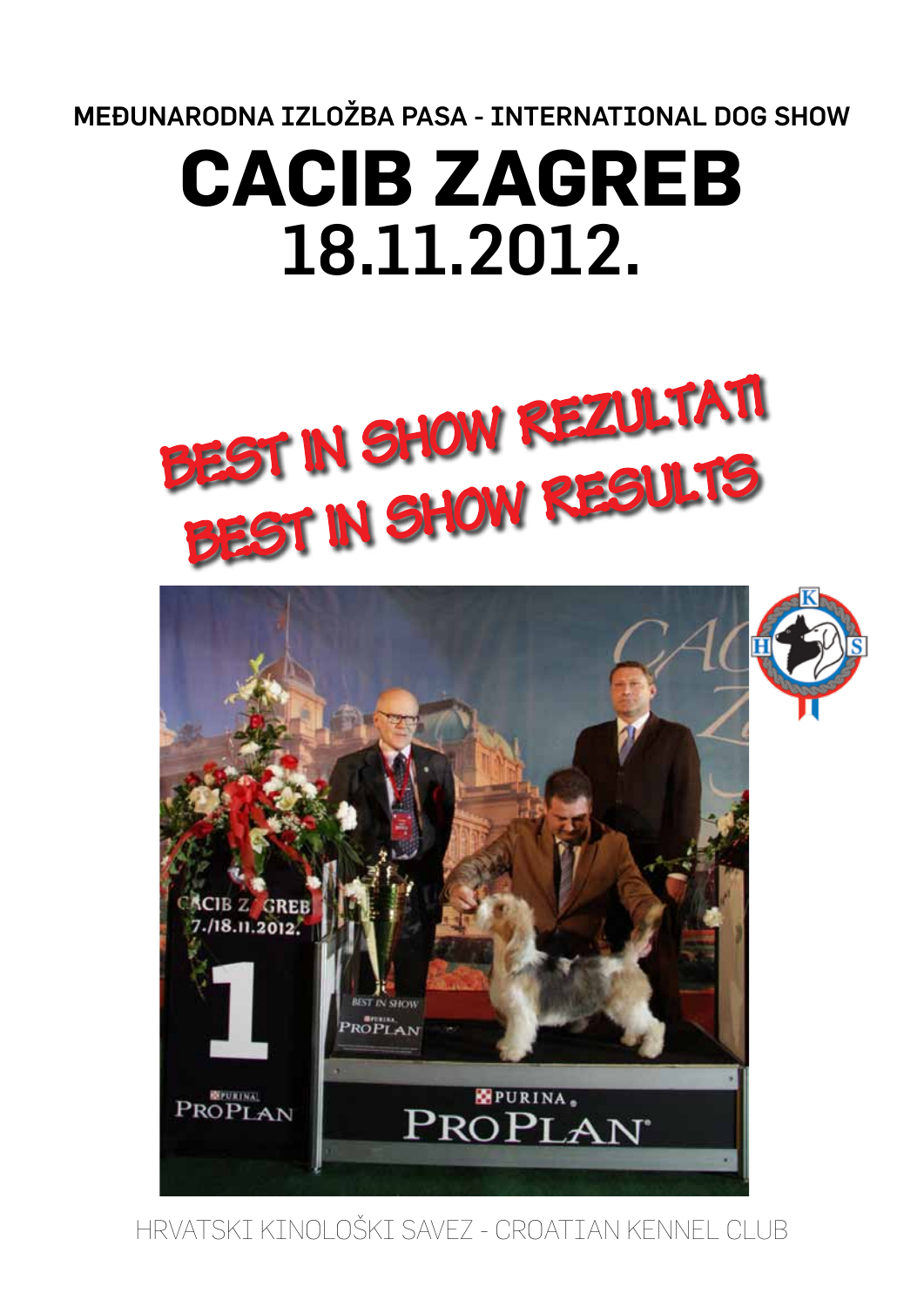MEĐUNARODNA IZLOŽBA PASA - INTERNATIONAL DOG SHOW

# CACIB ZAGREB
# 18.11.2012.

## BEST IN SHOW REZULTATI
## BEST IN SHOW RESULTS

HRVATSKI KINOLOŠKI SAVEZ - CROATIAN KENNEL CLUB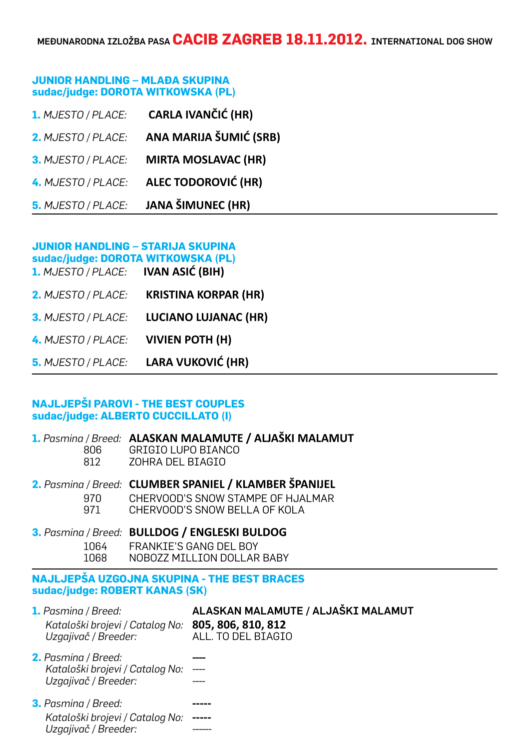# MEĐUNARODNA IZLOŽBA PASA **CACIB ZAGREB 18.11.2012.** INTERNATIONAL DOG SHOW

## JUNIOR HANDLING – MLAĐA SKUPINA
**sudac/judge: DOROTA WITKOWSKA (PL)**

**1.** *MJESTO / PLACE:* **CARLA IVANČIĆ (HR)**

**2.** *MJESTO / PLACE:* **ANA MARIJA ŠUMIĆ (SRB)**

**3.** *MJESTO / PLACE:* **MIRTA MOSLAVAC (HR)**

**4.** *MJESTO / PLACE:* **ALEC TODOROVIĆ (HR)**

**5.** *MJESTO / PLACE:* **JANA ŠIMUNEC (HR)**

---

## JUNIOR HANDLING – STARIJA SKUPINA
**sudac/judge: DOROTA WITKOWSKA (PL)**

**1.** *MJESTO / PLACE:* **IVAN ASIĆ (BIH)**

**2.** *MJESTO / PLACE:* **KRISTINA KORPAR (HR)**

**3.** *MJESTO / PLACE:* **LUCIANO LUJANAC (HR)**

**4.** *MJESTO / PLACE:* **VIVIEN POTH (H)**

**5.** *MJESTO / PLACE:* **LARA VUKOVIĆ (HR)**

---

## NAJLJEPŠI PAROVI - THE BEST COUPLES
**sudac/judge: ALBERTO CUCCILLATO (I)**

**1.** *Pasmina / Breed:* **ALASKAN MALAMUTE / ALJAŠKI MALAMUT**
806 GRIGIO LUPO BIANCO
812 ZOHRA DEL BIAGIO

**2.** *Pasmina / Breed:* **CLUMBER SPANIEL / KLAMBER ŠPANIJEL**
970 CHERVOOD'S SNOW STAMPE OF HJALMAR
971 CHERVOOD'S SNOW BELLA OF KOLA

**3.** *Pasmina / Breed:* **BULLDOG / ENGLESKI BULDOG**
1064 FRANKIE'S GANG DEL BOY
1068 NOBOZZ MILLION DOLLAR BABY

---

## NAJLJEPŠA UZGOJNA SKUPINA - THE BEST BRACES
**sudac/judge: ROBERT KANAS (SK)**

**1.** *Pasmina / Breed:* **ALASKAN MALAMUTE / ALJAŠKI MALAMUT**
*Kataloški brojevi / Catalog No:* **805, 806, 810, 812**
*Uzgajivač / Breeder:* ALL. TO DEL BIAGIO

**2.** *Pasmina / Breed:* ----
*Kataloški brojevi / Catalog No:* ----
*Uzgajivač / Breeder:* ----

**3.** *Pasmina / Breed:* -----
*Kataloški brojevi / Catalog No:* -----
*Uzgajivač / Breeder:* ------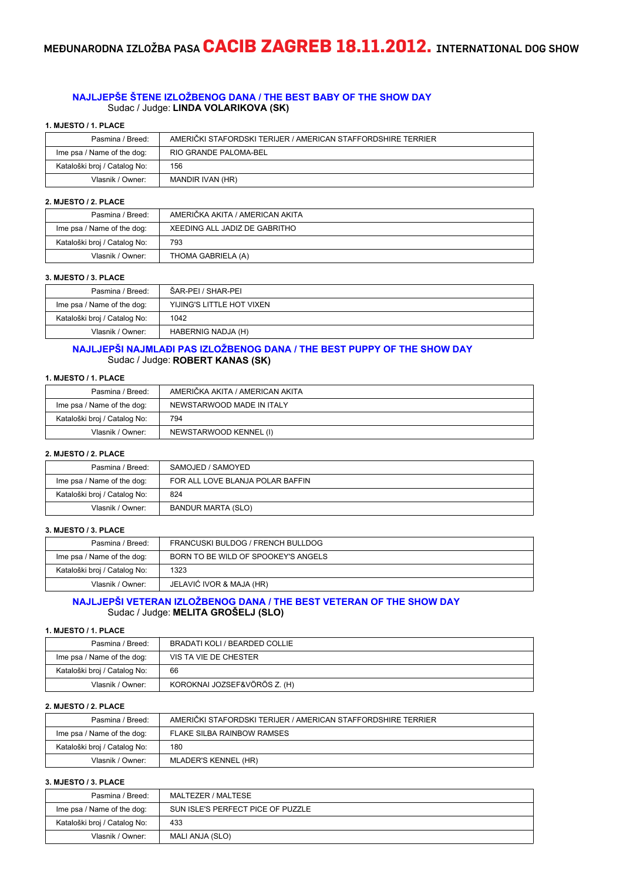# MEĐUNARODNA IZLOŽBA PASA CACIB ZAGREB 18.11.2012. INTERNATIONAL DOG SHOW

## NAJLJEPŠE ŠTENE IZLOŽBENOG DANA / THE BEST BABY OF THE SHOW DAY

Sudac / Judge: **LINDA VOLARIKOVA (SK)**

**1. MJESTO / 1. PLACE**

| | |
|---|---|
| Pasmina / Breed: | AMERIČKI STAFORDSKI TERIJER / AMERICAN STAFFORDSHIRE TERRIER |
| Ime psa / Name of the dog: | RIO GRANDE PALOMA-BEL |
| Kataloški broj / Catalog No: | 156 |
| Vlasnik / Owner: | MANDIR IVAN (HR) |

**2. MJESTO / 2. PLACE**

| | |
|---|---|
| Pasmina / Breed: | AMERIČKA AKITA / AMERICAN AKITA |
| Ime psa / Name of the dog: | XEEDING ALL JADIZ DE GABRITHO |
| Kataloški broj / Catalog No: | 793 |
| Vlasnik / Owner: | THOMA GABRIELA (A) |

**3. MJESTO / 3. PLACE**

| | |
|---|---|
| Pasmina / Breed: | ŠAR-PEI / SHAR-PEI |
| Ime psa / Name of the dog: | YIJING'S LITTLE HOT VIXEN |
| Kataloški broj / Catalog No: | 1042 |
| Vlasnik / Owner: | HABERNIG NADJA (H) |

## NAJLJEPŠI NAJMLAĐI PAS IZLOŽBENOG DANA / THE BEST PUPPY OF THE SHOW DAY

Sudac / Judge: **ROBERT KANAS (SK)**

**1. MJESTO / 1. PLACE**

| | |
|---|---|
| Pasmina / Breed: | AMERIČKA AKITA / AMERICAN AKITA |
| Ime psa / Name of the dog: | NEWSTARWOOD MADE IN ITALY |
| Kataloški broj / Catalog No: | 794 |
| Vlasnik / Owner: | NEWSTARWOOD KENNEL (I) |

**2. MJESTO / 2. PLACE**

| | |
|---|---|
| Pasmina / Breed: | SAMOJED / SAMOYED |
| Ime psa / Name of the dog: | FOR ALL LOVE BLANJA POLAR BAFFIN |
| Kataloški broj / Catalog No: | 824 |
| Vlasnik / Owner: | BANDUR MARTA (SLO) |

**3. MJESTO / 3. PLACE**

| | |
|---|---|
| Pasmina / Breed: | FRANCUSKI BULDOG / FRENCH BULLDOG |
| Ime psa / Name of the dog: | BORN TO BE WILD OF SPOOKEY'S ANGELS |
| Kataloški broj / Catalog No: | 1323 |
| Vlasnik / Owner: | JELAVIĆ IVOR & MAJA (HR) |

## NAJLJEPŠI VETERAN IZLOŽBENOG DANA / THE BEST VETERAN OF THE SHOW DAY

Sudac / Judge: **MELITA GROŠELJ (SLO)**

**1. MJESTO / 1. PLACE**

| | |
|---|---|
| Pasmina / Breed: | BRADATI KOLI / BEARDED COLLIE |
| Ime psa / Name of the dog: | VIS TA VIE DE CHESTER |
| Kataloški broj / Catalog No: | 66 |
| Vlasnik / Owner: | KOROKNAI JOZSEF&VÖRÖS Z. (H) |

**2. MJESTO / 2. PLACE**

| | |
|---|---|
| Pasmina / Breed: | AMERIČKI STAFORDSKI TERIJER / AMERICAN STAFFORDSHIRE TERRIER |
| Ime psa / Name of the dog: | FLAKE SILBA RAINBOW RAMSES |
| Kataloški broj / Catalog No: | 180 |
| Vlasnik / Owner: | MLADER'S KENNEL (HR) |

**3. MJESTO / 3. PLACE**

| | |
|---|---|
| Pasmina / Breed: | MALTEZER / MALTESE |
| Ime psa / Name of the dog: | SUN ISLE'S PERFECT PICE OF PUZZLE |
| Kataloški broj / Catalog No: | 433 |
| Vlasnik / Owner: | MALI ANJA (SLO) |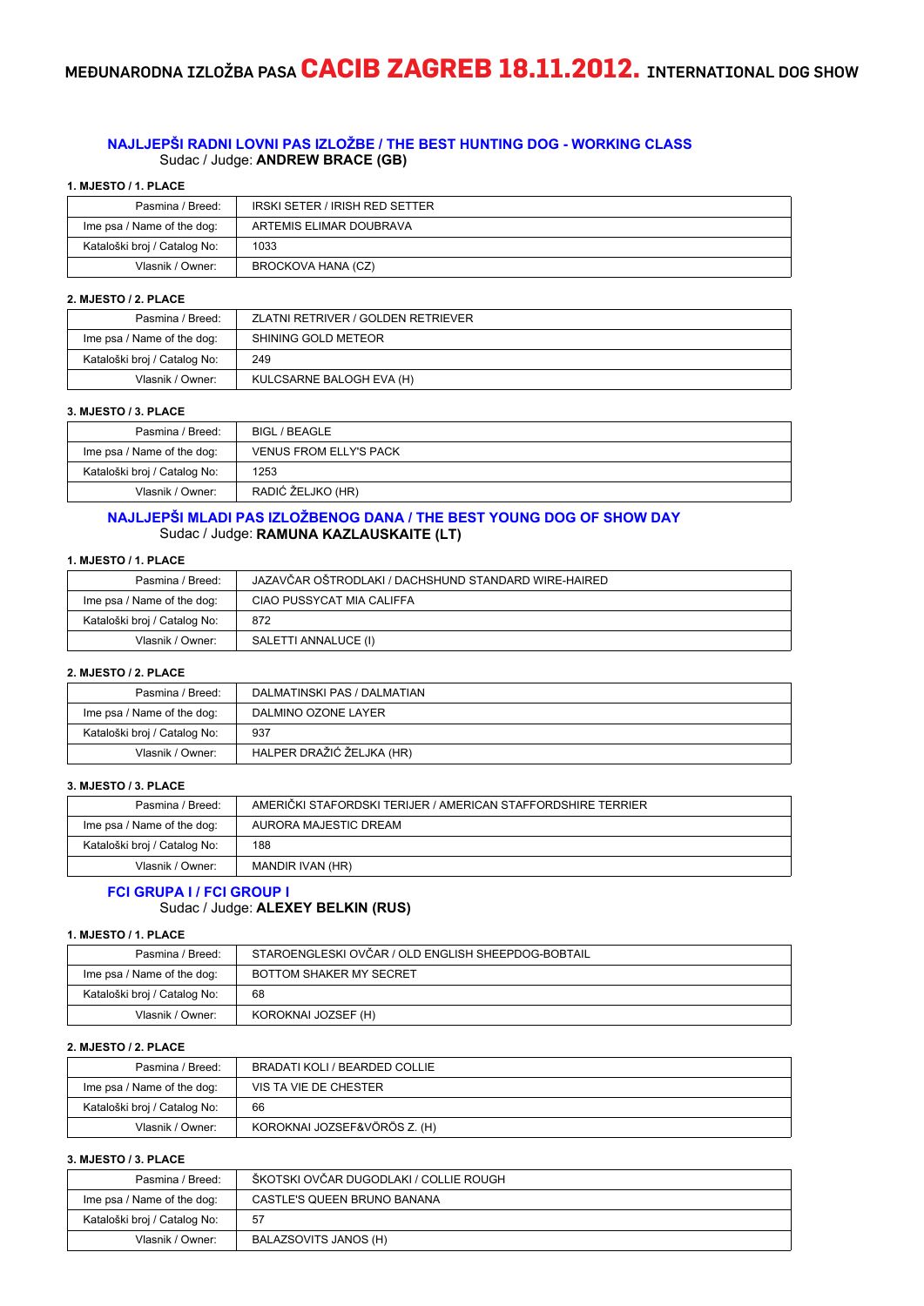# MEĐUNARODNA IZLOŽBA PASA CACIB ZAGREB 18.11.2012. INTERNATIONAL DOG SHOW

## NAJLJEPŠI RADNI LOVNI PAS IZLOŽBE / THE BEST HUNTING DOG - WORKING CLASS

Sudac / Judge: **ANDREW BRACE (GB)**

**1. MJESTO / 1. PLACE**

| | |
|---|---|
| Pasmina / Breed: | IRSKI SETER / IRISH RED SETTER |
| Ime psa / Name of the dog: | ARTEMIS ELIMAR DOUBRAVA |
| Kataloški broj / Catalog No: | 1033 |
| Vlasnik / Owner: | BROCKOVA HANA (CZ) |

**2. MJESTO / 2. PLACE**

| | |
|---|---|
| Pasmina / Breed: | ZLATNI RETRIVER / GOLDEN RETRIEVER |
| Ime psa / Name of the dog: | SHINING GOLD METEOR |
| Kataloški broj / Catalog No: | 249 |
| Vlasnik / Owner: | KULCSARNE BALOGH EVA (H) |

**3. MJESTO / 3. PLACE**

| | |
|---|---|
| Pasmina / Breed: | BIGL / BEAGLE |
| Ime psa / Name of the dog: | VENUS FROM ELLY'S PACK |
| Kataloški broj / Catalog No: | 1253 |
| Vlasnik / Owner: | RADIĆ ŽELJKO (HR) |

## NAJLJEPŠI MLADI PAS IZLOŽBENOG DANA / THE BEST YOUNG DOG OF SHOW DAY

Sudac / Judge: **RAMUNA KAZLAUSKAITE (LT)**

**1. MJESTO / 1. PLACE**

| | |
|---|---|
| Pasmina / Breed: | JAZAVČAR OŠTRODLAKI / DACHSHUND STANDARD WIRE-HAIRED |
| Ime psa / Name of the dog: | CIAO PUSSYCAT MIA CALIFFA |
| Kataloški broj / Catalog No: | 872 |
| Vlasnik / Owner: | SALETTI ANNALUCE (I) |

**2. MJESTO / 2. PLACE**

| | |
|---|---|
| Pasmina / Breed: | DALMATINSKI PAS / DALMATIAN |
| Ime psa / Name of the dog: | DALMINO OZONE LAYER |
| Kataloški broj / Catalog No: | 937 |
| Vlasnik / Owner: | HALPER DRAŽIĆ ŽELJKA (HR) |

**3. MJESTO / 3. PLACE**

| | |
|---|---|
| Pasmina / Breed: | AMERIČKI STAFORDSKI TERIJER / AMERICAN STAFFORDSHIRE TERRIER |
| Ime psa / Name of the dog: | AURORA MAJESTIC DREAM |
| Kataloški broj / Catalog No: | 188 |
| Vlasnik / Owner: | MANDIR IVAN (HR) |

## FCI GRUPA I / FCI GROUP I

Sudac / Judge: **ALEXEY BELKIN (RUS)**

**1. MJESTO / 1. PLACE**

| | |
|---|---|
| Pasmina / Breed: | STAROENGLESKI OVČAR / OLD ENGLISH SHEEPDOG-BOBTAIL |
| Ime psa / Name of the dog: | BOTTOM SHAKER MY SECRET |
| Kataloški broj / Catalog No: | 68 |
| Vlasnik / Owner: | KOROKNAI JOZSEF (H) |

**2. MJESTO / 2. PLACE**

| | |
|---|---|
| Pasmina / Breed: | BRADATI KOLI / BEARDED COLLIE |
| Ime psa / Name of the dog: | VIS TA VIE DE CHESTER |
| Kataloški broj / Catalog No: | 66 |
| Vlasnik / Owner: | KOROKNAI JOZSEF&VÖRÖS Z. (H) |

**3. MJESTO / 3. PLACE**

| | |
|---|---|
| Pasmina / Breed: | ŠKOTSKI OVČAR DUGODLAKI / COLLIE ROUGH |
| Ime psa / Name of the dog: | CASTLE'S QUEEN BRUNO BANANA |
| Kataloški broj / Catalog No: | 57 |
| Vlasnik / Owner: | BALAZSOVITS JANOS (H) |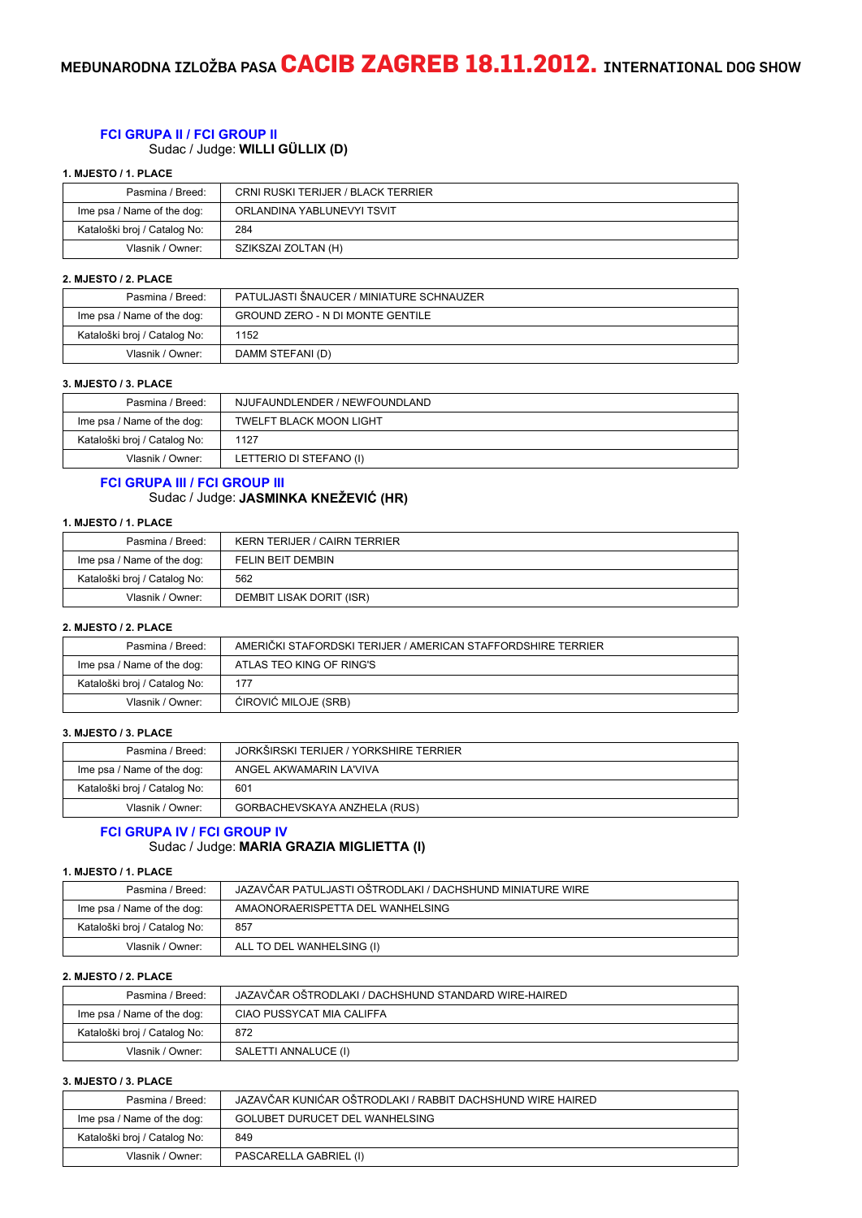# MEĐUNARODNA IZLOŽBA PASA CACIB ZAGREB 18.11.2012. INTERNATIONAL DOG SHOW

## FCI GRUPA II / FCI GROUP II

Sudac / Judge: **WILLI GÜLLIX (D)**

**1. MJESTO / 1. PLACE**

| | |
|---|---|
| Pasmina / Breed: | CRNI RUSKI TERIJER / BLACK TERRIER |
| Ime psa / Name of the dog: | ORLANDINA YABLUNEVYI TSVIT |
| Kataloški broj / Catalog No: | 284 |
| Vlasnik / Owner: | SZIKSZAI ZOLTAN (H) |

**2. MJESTO / 2. PLACE**

| | |
|---|---|
| Pasmina / Breed: | PATULJASTI ŠNAUCER / MINIATURE SCHNAUZER |
| Ime psa / Name of the dog: | GROUND ZERO - N DI MONTE GENTILE |
| Kataloški broj / Catalog No: | 1152 |
| Vlasnik / Owner: | DAMM STEFANI (D) |

**3. MJESTO / 3. PLACE**

| | |
|---|---|
| Pasmina / Breed: | NJUFAUNDLENDER / NEWFOUNDLAND |
| Ime psa / Name of the dog: | TWELFT BLACK MOON LIGHT |
| Kataloški broj / Catalog No: | 1127 |
| Vlasnik / Owner: | LETTERIO DI STEFANO (I) |

## FCI GRUPA III / FCI GROUP III

Sudac / Judge: **JASMINKA KNEŽEVIĆ (HR)**

**1. MJESTO / 1. PLACE**

| | |
|---|---|
| Pasmina / Breed: | KERN TERIJER / CAIRN TERRIER |
| Ime psa / Name of the dog: | FELIN BEIT DEMBIN |
| Kataloški broj / Catalog No: | 562 |
| Vlasnik / Owner: | DEMBIT LISAK DORIT (ISR) |

**2. MJESTO / 2. PLACE**

| | |
|---|---|
| Pasmina / Breed: | AMERIČKI STAFORDSKI TERIJER / AMERICAN STAFFORDSHIRE TERRIER |
| Ime psa / Name of the dog: | ATLAS TEO KING OF RING'S |
| Kataloški broj / Catalog No: | 177 |
| Vlasnik / Owner: | ĆIROVIĆ MILOJE (SRB) |

**3. MJESTO / 3. PLACE**

| | |
|---|---|
| Pasmina / Breed: | JORKŠIRSKI TERIJER / YORKSHIRE TERRIER |
| Ime psa / Name of the dog: | ANGEL AKWAMARIN LA'VIVA |
| Kataloški broj / Catalog No: | 601 |
| Vlasnik / Owner: | GORBACHEVSKAYA ANZHELA (RUS) |

## FCI GRUPA IV / FCI GROUP IV

Sudac / Judge: **MARIA GRAZIA MIGLIETTA (I)**

**1. MJESTO / 1. PLACE**

| | |
|---|---|
| Pasmina / Breed: | JAZAVČAR PATULJASTI OŠTRODLAKI / DACHSHUND MINIATURE WIRE |
| Ime psa / Name of the dog: | AMAONORAERISPETTA DEL WANHELSING |
| Kataloški broj / Catalog No: | 857 |
| Vlasnik / Owner: | ALL TO DEL WANHELSING (I) |

**2. MJESTO / 2. PLACE**

| | |
|---|---|
| Pasmina / Breed: | JAZAVČAR OŠTRODLAKI / DACHSHUND STANDARD WIRE-HAIRED |
| Ime psa / Name of the dog: | CIAO PUSSYCAT MIA CALIFFA |
| Kataloški broj / Catalog No: | 872 |
| Vlasnik / Owner: | SALETTI ANNALUCE (I) |

**3. MJESTO / 3. PLACE**

| | |
|---|---|
| Pasmina / Breed: | JAZAVČAR KUNIĆAR OŠTRODLAKI / RABBIT DACHSHUND WIRE HAIRED |
| Ime psa / Name of the dog: | GOLUBET DURUCET DEL WANHELSING |
| Kataloški broj / Catalog No: | 849 |
| Vlasnik / Owner: | PASCARELLA GABRIEL (I) |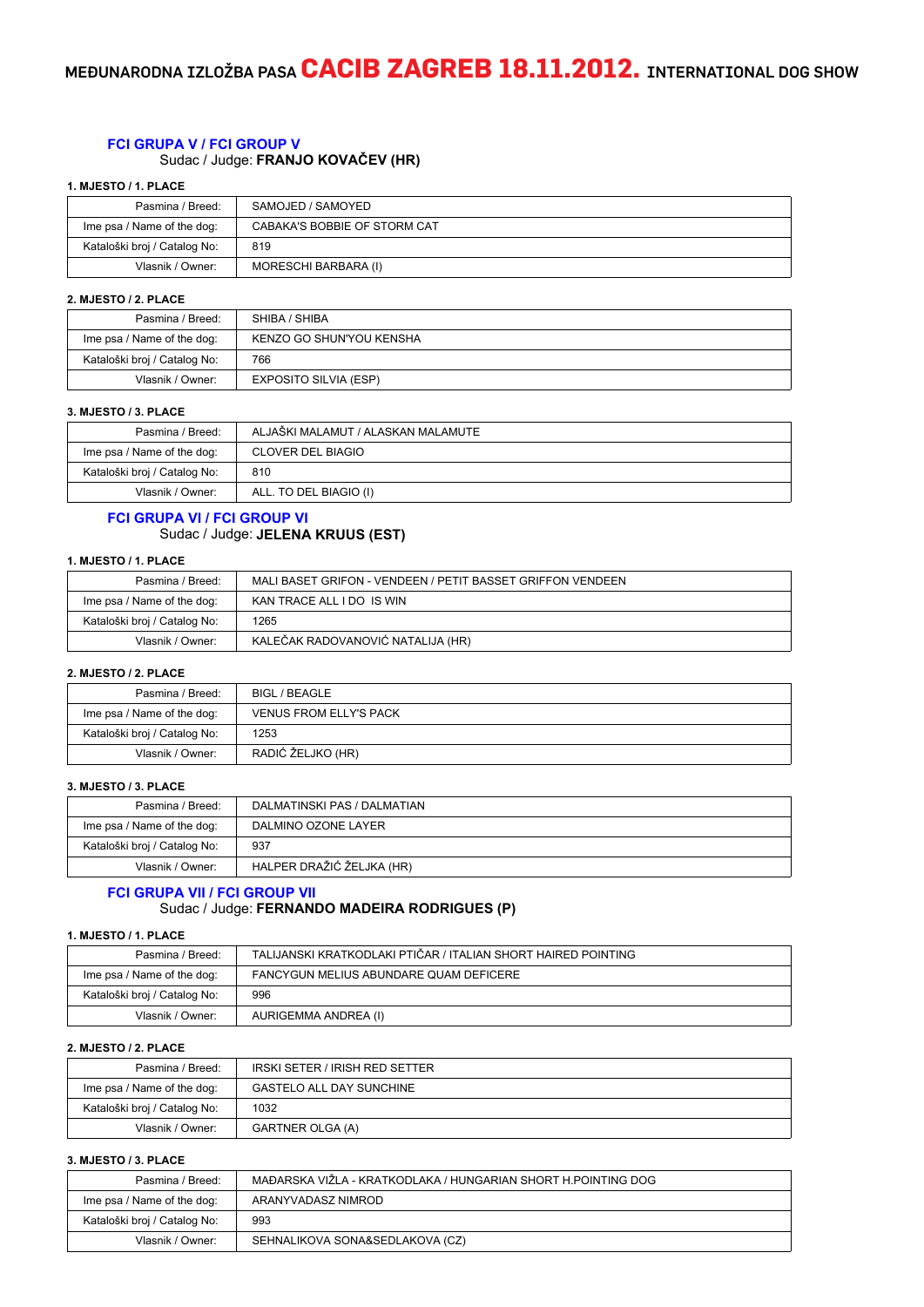# MEĐUNARODNA IZLOŽBA PASA CACIB ZAGREB 18.11.2012. INTERNATIONAL DOG SHOW

## FCI GRUPA V / FCI GROUP V

Sudac / Judge: **FRANJO KOVAČEV (HR)**

**1. MJESTO / 1. PLACE**

| Pasmina / Breed: | SAMOJED / SAMOYED |
|---|---|
| Ime psa / Name of the dog: | CABAKA'S BOBBIE OF STORM CAT |
| Kataloški broj / Catalog No: | 819 |
| Vlasnik / Owner: | MORESCHI BARBARA (I) |

**2. MJESTO / 2. PLACE**

| Pasmina / Breed: | SHIBA / SHIBA |
|---|---|
| Ime psa / Name of the dog: | KENZO GO SHUN'YOU KENSHA |
| Kataloški broj / Catalog No: | 766 |
| Vlasnik / Owner: | EXPOSITO SILVIA (ESP) |

**3. MJESTO / 3. PLACE**

| Pasmina / Breed: | ALJAŠKI MALAMUT / ALASKAN MALAMUTE |
|---|---|
| Ime psa / Name of the dog: | CLOVER DEL BIAGIO |
| Kataloški broj / Catalog No: | 810 |
| Vlasnik / Owner: | ALL. TO DEL BIAGIO (I) |

## FCI GRUPA VI / FCI GROUP VI

Sudac / Judge: **JELENA KRUUS (EST)**

**1. MJESTO / 1. PLACE**

| Pasmina / Breed: | MALI BASET GRIFON - VENDEEN / PETIT BASSET GRIFFON VENDEEN |
|---|---|
| Ime psa / Name of the dog: | KAN TRACE ALL I DO IS WIN |
| Kataloški broj / Catalog No: | 1265 |
| Vlasnik / Owner: | KALEČAK RADOVANOVIĆ NATALIJA (HR) |

**2. MJESTO / 2. PLACE**

| Pasmina / Breed: | BIGL / BEAGLE |
|---|---|
| Ime psa / Name of the dog: | VENUS FROM ELLY'S PACK |
| Kataloški broj / Catalog No: | 1253 |
| Vlasnik / Owner: | RADIĆ ŽELJKO (HR) |

**3. MJESTO / 3. PLACE**

| Pasmina / Breed: | DALMATINSKI PAS / DALMATIAN |
|---|---|
| Ime psa / Name of the dog: | DALMINO OZONE LAYER |
| Kataloški broj / Catalog No: | 937 |
| Vlasnik / Owner: | HALPER DRAŽIĆ ŽELJKA (HR) |

## FCI GRUPA VII / FCI GROUP VII

Sudac / Judge: **FERNANDO MADEIRA RODRIGUES (P)**

**1. MJESTO / 1. PLACE**

| Pasmina / Breed: | TALIJANSKI KRATKODLAKI PTIČAR / ITALIAN SHORT HAIRED POINTING |
|---|---|
| Ime psa / Name of the dog: | FANCYGUN MELIUS ABUNDARE QUAM DEFICERE |
| Kataloški broj / Catalog No: | 996 |
| Vlasnik / Owner: | AURIGEMMA ANDREA (I) |

**2. MJESTO / 2. PLACE**

| Pasmina / Breed: | IRSKI SETER / IRISH RED SETTER |
|---|---|
| Ime psa / Name of the dog: | GASTELO ALL DAY SUNCHINE |
| Kataloški broj / Catalog No: | 1032 |
| Vlasnik / Owner: | GARTNER OLGA (A) |

**3. MJESTO / 3. PLACE**

| Pasmina / Breed: | MAĐARSKA VIŽLA - KRATKODLAKA / HUNGARIAN SHORT H.POINTING DOG |
|---|---|
| Ime psa / Name of the dog: | ARANYVADASZ NIMROD |
| Kataloški broj / Catalog No: | 993 |
| Vlasnik / Owner: | SEHNALIKOVA SONA&SEDLAKOVA (CZ) |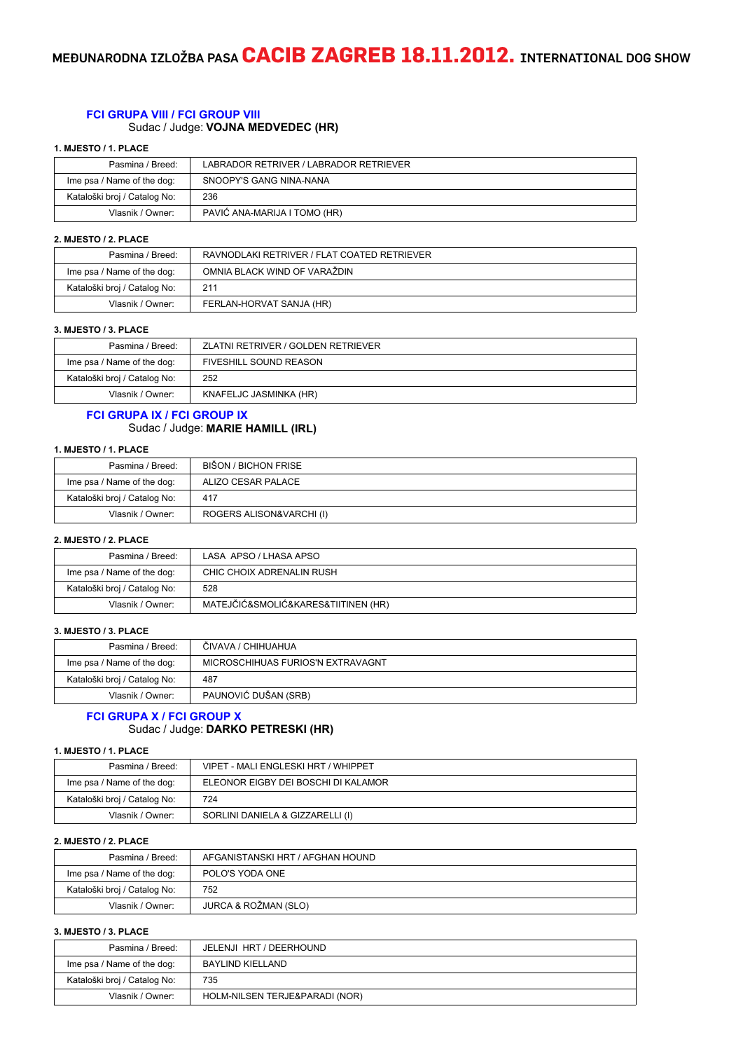# MEĐUNARODNA IZLOŽBA PASA CACIB ZAGREB 18.11.2012. INTERNATIONAL DOG SHOW

## FCI GRUPA VIII / FCI GROUP VIII

Sudac / Judge: **VOJNA MEDVEDEC (HR)**

**1. MJESTO / 1. PLACE**

| | |
|---|---|
| Pasmina / Breed: | LABRADOR RETRIVER / LABRADOR RETRIEVER |
| Ime psa / Name of the dog: | SNOOPY'S GANG NINA-NANA |
| Kataloški broj / Catalog No: | 236 |
| Vlasnik / Owner: | PAVIĆ ANA-MARIJA I TOMO (HR) |

**2. MJESTO / 2. PLACE**

| | |
|---|---|
| Pasmina / Breed: | RAVNODLAKI RETRIVER / FLAT COATED RETRIEVER |
| Ime psa / Name of the dog: | OMNIA BLACK WIND OF VARAŽDIN |
| Kataloški broj / Catalog No: | 211 |
| Vlasnik / Owner: | FERLAN-HORVAT SANJA (HR) |

**3. MJESTO / 3. PLACE**

| | |
|---|---|
| Pasmina / Breed: | ZLATNI RETRIVER / GOLDEN RETRIEVER |
| Ime psa / Name of the dog: | FIVESHILL SOUND REASON |
| Kataloški broj / Catalog No: | 252 |
| Vlasnik / Owner: | KNAFELJC JASMINKA (HR) |

## FCI GRUPA IX / FCI GROUP IX

Sudac / Judge: **MARIE HAMILL (IRL)**

**1. MJESTO / 1. PLACE**

| | |
|---|---|
| Pasmina / Breed: | BIŠON / BICHON FRISE |
| Ime psa / Name of the dog: | ALIZO CESAR PALACE |
| Kataloški broj / Catalog No: | 417 |
| Vlasnik / Owner: | ROGERS ALISON&VARCHI (I) |

**2. MJESTO / 2. PLACE**

| | |
|---|---|
| Pasmina / Breed: | LASA APSO / LHASA APSO |
| Ime psa / Name of the dog: | CHIC CHOIX ADRENALIN RUSH |
| Kataloški broj / Catalog No: | 528 |
| Vlasnik / Owner: | MATEJČIĆ&SMOLIĆ&KARES&TIITINEN (HR) |

**3. MJESTO / 3. PLACE**

| | |
|---|---|
| Pasmina / Breed: | ČIVAVA / CHIHUAHUA |
| Ime psa / Name of the dog: | MICROSCHIHUAS FURIOS'N EXTRAVAGNT |
| Kataloški broj / Catalog No: | 487 |
| Vlasnik / Owner: | PAUNOVIĆ DUŠAN (SRB) |

## FCI GRUPA X / FCI GROUP X

Sudac / Judge: **DARKO PETRESKI (HR)**

**1. MJESTO / 1. PLACE**

| | |
|---|---|
| Pasmina / Breed: | VIPET - MALI ENGLESKI HRT / WHIPPET |
| Ime psa / Name of the dog: | ELEONOR EIGBY DEI BOSCHI DI KALAMOR |
| Kataloški broj / Catalog No: | 724 |
| Vlasnik / Owner: | SORLINI DANIELA & GIZZARELLI (I) |

**2. MJESTO / 2. PLACE**

| | |
|---|---|
| Pasmina / Breed: | AFGANISTANSKI HRT / AFGHAN HOUND |
| Ime psa / Name of the dog: | POLO'S YODA ONE |
| Kataloški broj / Catalog No: | 752 |
| Vlasnik / Owner: | JURCA & ROŽMAN (SLO) |

**3. MJESTO / 3. PLACE**

| | |
|---|---|
| Pasmina / Breed: | JELENJI HRT / DEERHOUND |
| Ime psa / Name of the dog: | BAYLIND KIELLAND |
| Kataloški broj / Catalog No: | 735 |
| Vlasnik / Owner: | HOLM-NILSEN TERJE&PARADI (NOR) |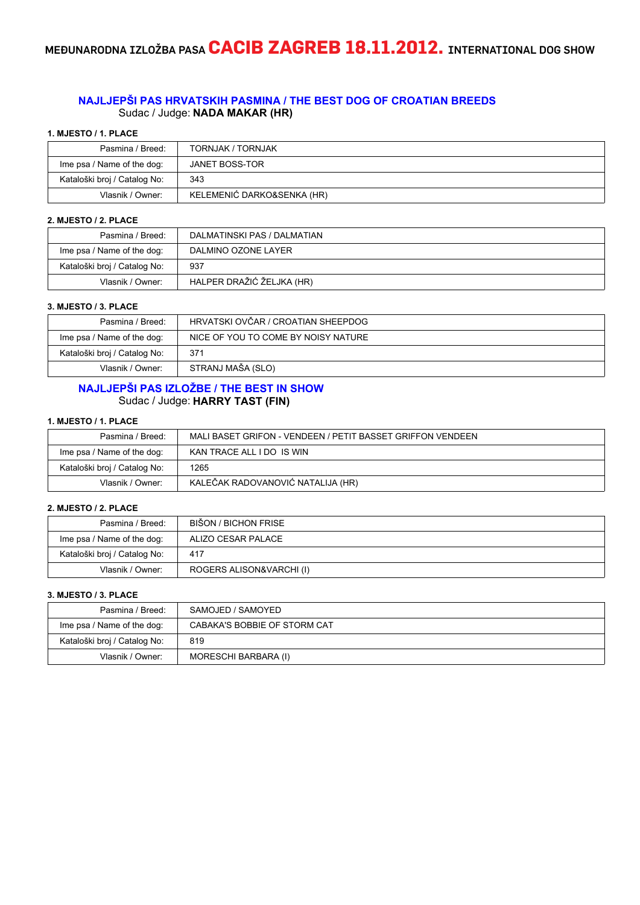# MEĐUNARODNA IZLOŽBA PASA **CACIB ZAGREB 18.11.2012.** INTERNATIONAL DOG SHOW

## NAJLJEPŠI PAS HRVATSKIH PASMINA / THE BEST DOG OF CROATIAN BREEDS

Sudac / Judge: **NADA MAKAR (HR)**

**1. MJESTO / 1. PLACE**

| | |
|---|---|
| Pasmina / Breed: | TORNJAK / TORNJAK |
| Ime psa / Name of the dog: | JANET BOSS-TOR |
| Kataloški broj / Catalog No: | 343 |
| Vlasnik / Owner: | KELEMENIĆ DARKO&SENKA (HR) |

**2. MJESTO / 2. PLACE**

| | |
|---|---|
| Pasmina / Breed: | DALMATINSKI PAS / DALMATIAN |
| Ime psa / Name of the dog: | DALMINO OZONE LAYER |
| Kataloški broj / Catalog No: | 937 |
| Vlasnik / Owner: | HALPER DRAŽIĆ ŽELJKA (HR) |

**3. MJESTO / 3. PLACE**

| | |
|---|---|
| Pasmina / Breed: | HRVATSKI OVČAR / CROATIAN SHEEPDOG |
| Ime psa / Name of the dog: | NICE OF YOU TO COME BY NOISY NATURE |
| Kataloški broj / Catalog No: | 371 |
| Vlasnik / Owner: | STRANJ MAŠA (SLO) |

## NAJLJEPŠI PAS IZLOŽBE / THE BEST IN SHOW

Sudac / Judge: **HARRY TAST (FIN)**

**1. MJESTO / 1. PLACE**

| | |
|---|---|
| Pasmina / Breed: | MALI BASET GRIFON - VENDEEN / PETIT BASSET GRIFFON VENDEEN |
| Ime psa / Name of the dog: | KAN TRACE ALL I DO IS WIN |
| Kataloški broj / Catalog No: | 1265 |
| Vlasnik / Owner: | KALEČAK RADOVANOVIĆ NATALIJA (HR) |

**2. MJESTO / 2. PLACE**

| | |
|---|---|
| Pasmina / Breed: | BIŠON / BICHON FRISE |
| Ime psa / Name of the dog: | ALIZO CESAR PALACE |
| Kataloški broj / Catalog No: | 417 |
| Vlasnik / Owner: | ROGERS ALISON&VARCHI (I) |

**3. MJESTO / 3. PLACE**

| | |
|---|---|
| Pasmina / Breed: | SAMOJED / SAMOYED |
| Ime psa / Name of the dog: | CABAKA'S BOBBIE OF STORM CAT |
| Kataloški broj / Catalog No: | 819 |
| Vlasnik / Owner: | MORESCHI BARBARA (I) |